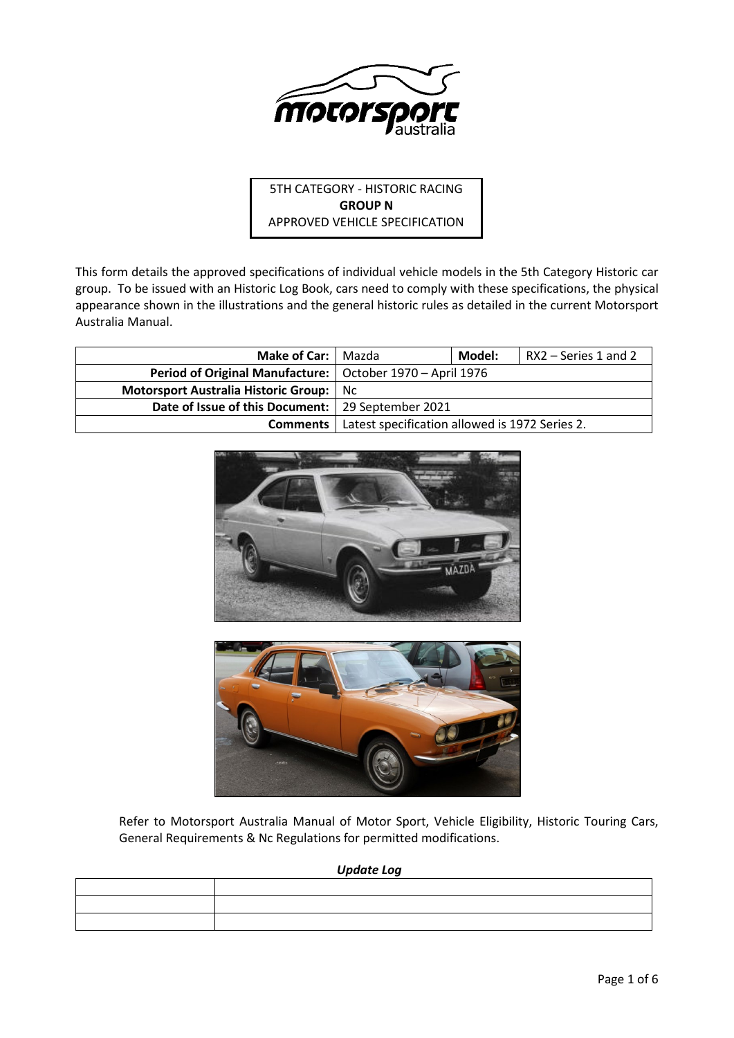5TH CATEGORY - HISTORIC RACING
**GROUP N**
APPROVED VEHICLE SPECIFICATION

This form details the approved specifications of individual vehicle models in the 5th Category Historic car group. To be issued with an Historic Log Book, cars need to comply with these specifications, the physical appearance shown in the illustrations and the general historic rules as detailed in the current Motorsport Australia Manual.

| **Make of Car:** | Mazda | **Model:** | RX2 – Series 1 and 2 |
|---|---|---|---|
| **Period of Original Manufacture:** | October 1970 – April 1976 | | |
| **Motorsport Australia Historic Group:** | Nc | | |
| **Date of Issue of this Document:** | 29 September 2021 | | |
| **Comments** | Latest specification allowed is 1972 Series 2. | | |

Refer to Motorsport Australia Manual of Motor Sport, Vehicle Eligibility, Historic Touring Cars, General Requirements & Nc Regulations for permitted modifications.

***Update Log***

| | |
|---|---|
| | |
| | |
| | |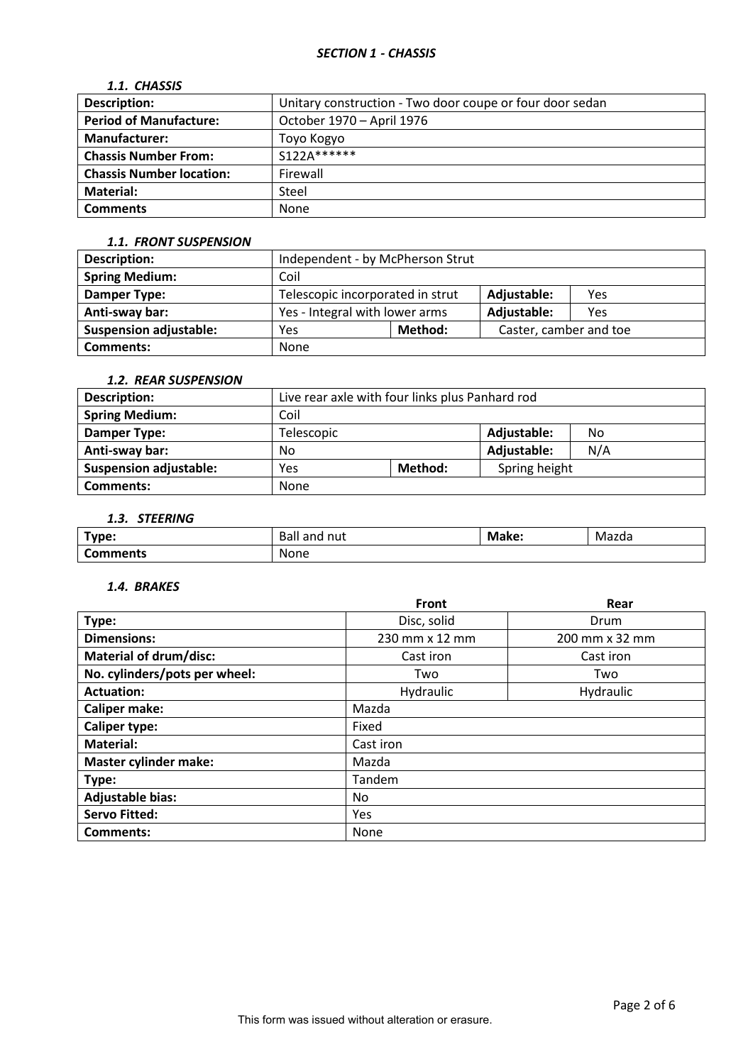## *SECTION 1 - CHASSIS*

### *1.1. CHASSIS*

| **Description:** | Unitary construction - Two door coupe or four door sedan |
|---|---|
| **Period of Manufacture:** | October 1970 – April 1976 |
| **Manufacturer:** | Toyo Kogyo |
| **Chassis Number From:** | S122A****** |
| **Chassis Number location:** | Firewall |
| **Material:** | Steel |
| **Comments** | None |

### *1.1. FRONT SUSPENSION*

| **Description:** | Independent - by McPherson Strut | | | |
|---|---|---|---|---|
| **Spring Medium:** | Coil | | | |
| **Damper Type:** | Telescopic incorporated in strut | | **Adjustable:** | Yes |
| **Anti-sway bar:** | Yes - Integral with lower arms | | **Adjustable:** | Yes |
| **Suspension adjustable:** | Yes | **Method:** | Caster, camber and toe | |
| **Comments:** | None | | | |

### *1.2. REAR SUSPENSION*

| **Description:** | Live rear axle with four links plus Panhard rod | | | |
|---|---|---|---|---|
| **Spring Medium:** | Coil | | | |
| **Damper Type:** | Telescopic | | **Adjustable:** | No |
| **Anti-sway bar:** | No | | **Adjustable:** | N/A |
| **Suspension adjustable:** | Yes | **Method:** | Spring height | |
| **Comments:** | None | | | |

### *1.3. STEERING*

| **Type:** | Ball and nut | **Make:** | Mazda |
|---|---|---|---|
| **Comments** | None | | |

### *1.4. BRAKES*

| | **Front** | **Rear** |
|---|---|---|
| **Type:** | Disc, solid | Drum |
| **Dimensions:** | 230 mm x 12 mm | 200 mm x 32 mm |
| **Material of drum/disc:** | Cast iron | Cast iron |
| **No. cylinders/pots per wheel:** | Two | Two |
| **Actuation:** | Hydraulic | Hydraulic |
| **Caliper make:** | Mazda | |
| **Caliper type:** | Fixed | |
| **Material:** | Cast iron | |
| **Master cylinder make:** | Mazda | |
| **Type:** | Tandem | |
| **Adjustable bias:** | No | |
| **Servo Fitted:** | Yes | |
| **Comments:** | None | |

This form was issued without alteration or erasure.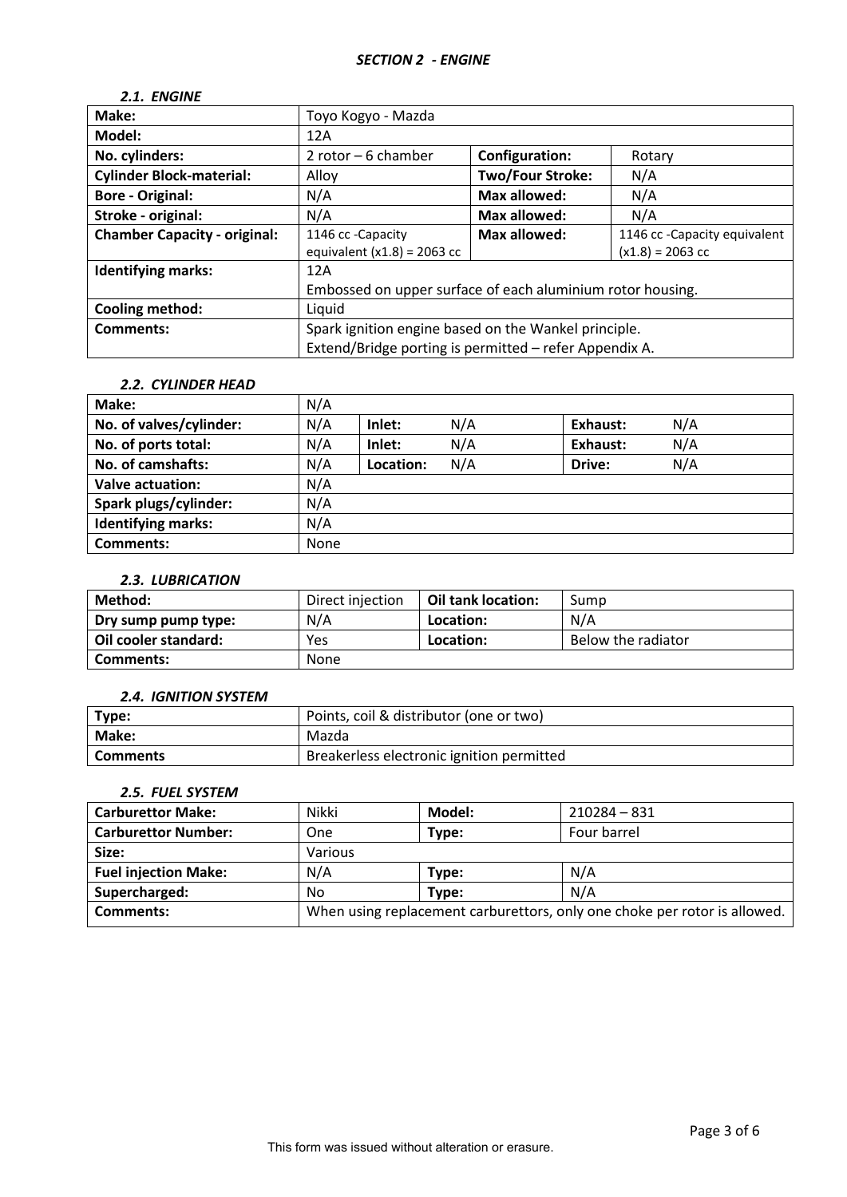## *SECTION 2 - ENGINE*

### *2.1. ENGINE*

| **Make:** | Toyo Kogyo - Mazda | | |
|---|---|---|---|
| **Model:** | 12A | | |
| **No. cylinders:** | 2 rotor – 6 chamber | **Configuration:** | Rotary |
| **Cylinder Block-material:** | Alloy | **Two/Four Stroke:** | N/A |
| **Bore - Original:** | N/A | **Max allowed:** | N/A |
| **Stroke - original:** | N/A | **Max allowed:** | N/A |
| **Chamber Capacity - original:** | 1146 cc -Capacity equivalent (x1.8) = 2063 cc | **Max allowed:** | 1146 cc -Capacity equivalent (x1.8) = 2063 cc |
| **Identifying marks:** | 12A<br>Embossed on upper surface of each aluminium rotor housing. | | |
| **Cooling method:** | Liquid | | |
| **Comments:** | Spark ignition engine based on the Wankel principle.<br>Extend/Bridge porting is permitted – refer Appendix A. | | |

### *2.2. CYLINDER HEAD*

| **Make:** | N/A | | | | |
|---|---|---|---|---|---|
| **No. of valves/cylinder:** | N/A | **Inlet:** N/A | | **Exhaust:** N/A | |
| **No. of ports total:** | N/A | **Inlet:** N/A | | **Exhaust:** N/A | |
| **No. of camshafts:** | N/A | **Location:** N/A | | **Drive:** N/A | |
| **Valve actuation:** | N/A | | | | |
| **Spark plugs/cylinder:** | N/A | | | | |
| **Identifying marks:** | N/A | | | | |
| **Comments:** | None | | | | |

### *2.3. LUBRICATION*

| **Method:** | Direct injection | **Oil tank location:** | Sump |
|---|---|---|---|
| **Dry sump pump type:** | N/A | **Location:** | N/A |
| **Oil cooler standard:** | Yes | **Location:** | Below the radiator |
| **Comments:** | None | | |

### *2.4. IGNITION SYSTEM*

| **Type:** | Points, coil & distributor (one or two) |
|---|---|
| **Make:** | Mazda |
| **Comments** | Breakerless electronic ignition permitted |

### *2.5. FUEL SYSTEM*

| **Carburettor Make:** | Nikki | **Model:** | 210284 – 831 |
|---|---|---|---|
| **Carburettor Number:** | One | **Type:** | Four barrel |
| **Size:** | Various | | |
| **Fuel injection Make:** | N/A | **Type:** | N/A |
| **Supercharged:** | No | **Type:** | N/A |
| **Comments:** | When using replacement carburettors, only one choke per rotor is allowed. | | |

This form was issued without alteration or erasure.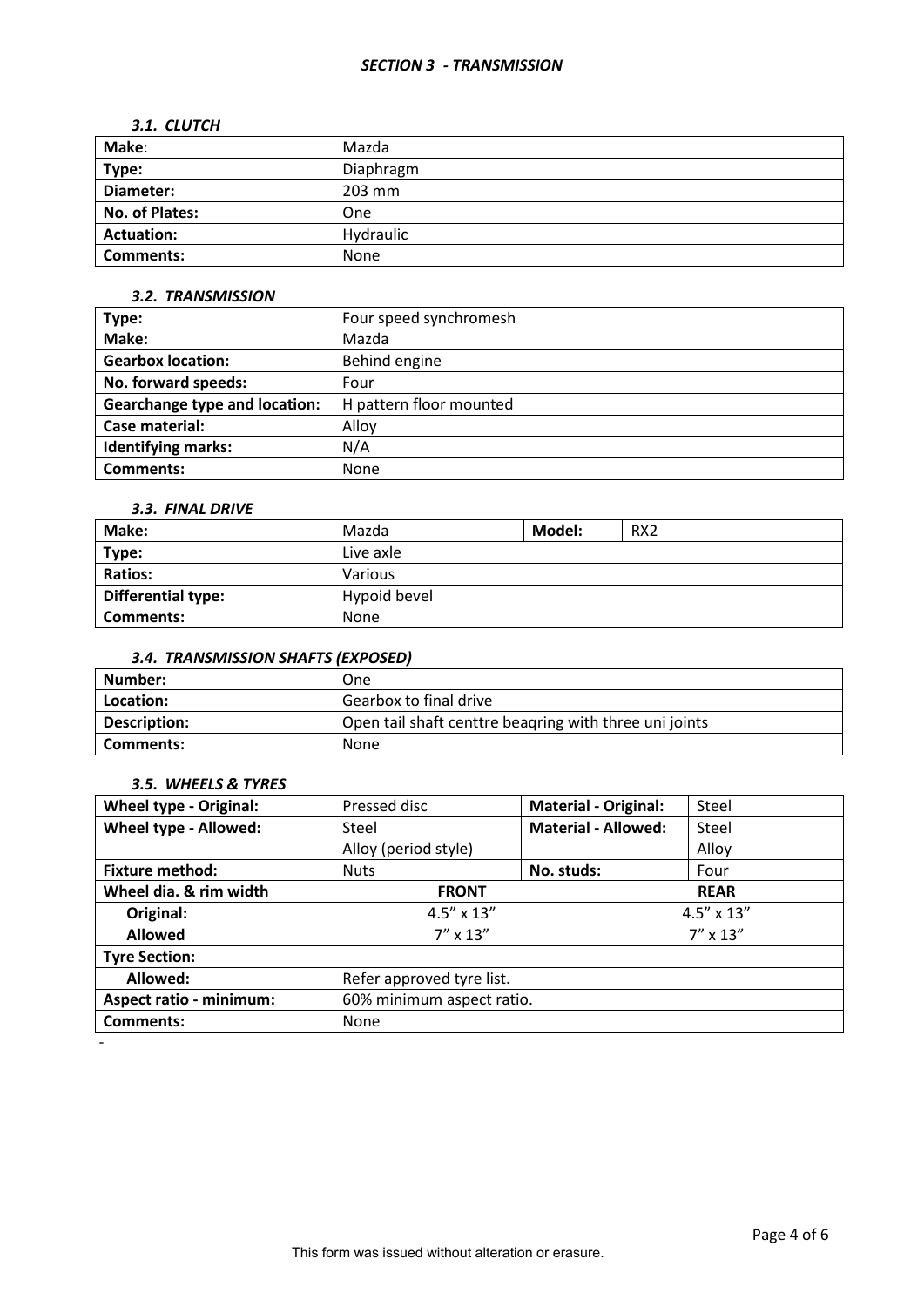## *SECTION 3 - TRANSMISSION*

### *3.1. CLUTCH*

| **Make**: | Mazda |
|---|---|
| **Type:** | Diaphragm |
| **Diameter:** | 203 mm |
| **No. of Plates:** | One |
| **Actuation:** | Hydraulic |
| **Comments:** | None |

### *3.2. TRANSMISSION*

| **Type:** | Four speed synchromesh |
|---|---|
| **Make:** | Mazda |
| **Gearbox location:** | Behind engine |
| **No. forward speeds:** | Four |
| **Gearchange type and location:** | H pattern floor mounted |
| **Case material:** | Alloy |
| **Identifying marks:** | N/A |
| **Comments:** | None |

### *3.3. FINAL DRIVE*

| **Make:** | Mazda | **Model:** | RX2 |
|---|---|---|---|
| **Type:** | Live axle | | |
| **Ratios:** | Various | | |
| **Differential type:** | Hypoid bevel | | |
| **Comments:** | None | | |

### *3.4. TRANSMISSION SHAFTS (EXPOSED)*

| **Number:** | One |
|---|---|
| **Location:** | Gearbox to final drive |
| **Description:** | Open tail shaft centtre beaqring with three uni joints |
| **Comments:** | None |

### *3.5. WHEELS & TYRES*

| **Wheel type - Original:** | Pressed disc | **Material - Original:** | Steel |
|---|---|---|---|
| **Wheel type - Allowed:** | Steel<br>Alloy (period style) | **Material - Allowed:** | Steel<br>Alloy |
| **Fixture method:** | Nuts | **No. studs:** | Four |
| **Wheel dia. & rim width** | **FRONT** | **REAR** | |
| **Original:** | 4.5" x 13" | 4.5" x 13" | |
| **Allowed** | 7" x 13" | 7" x 13" | |
| **Tyre Section:** | | | |
| **Allowed:** | Refer approved tyre list. | | |
| **Aspect ratio - minimum:** | 60% minimum aspect ratio. | | |
| **Comments:** | None | | |

-

This form was issued without alteration or erasure.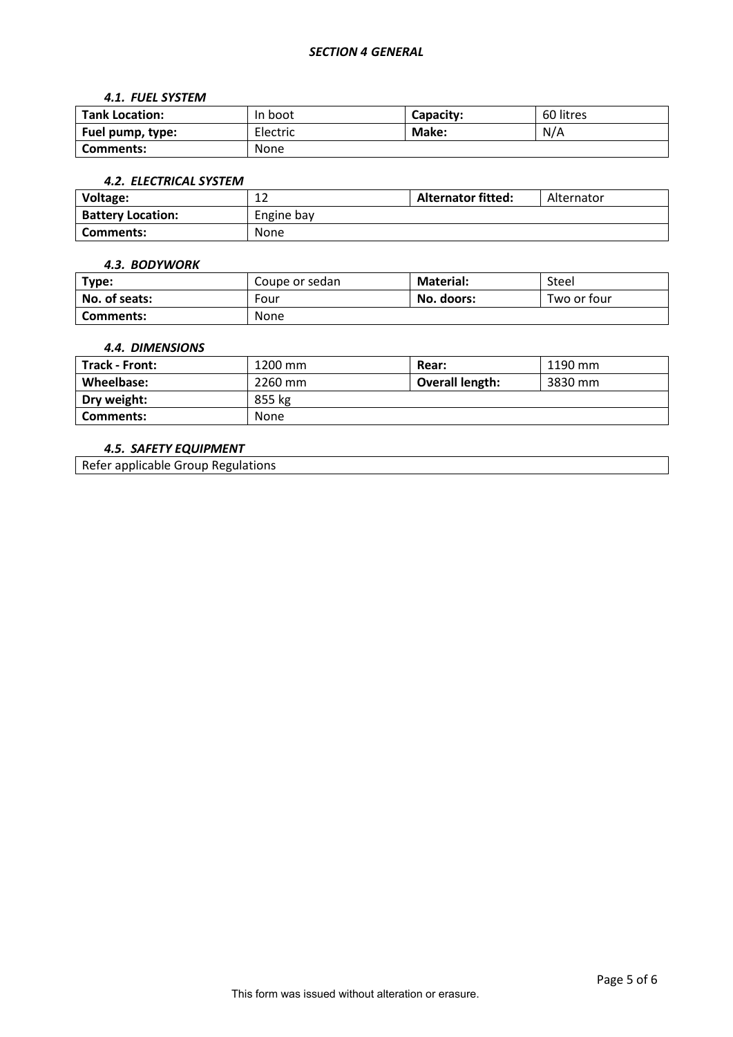## *SECTION 4 GENERAL*

### *4.1. FUEL SYSTEM*

| **Tank Location:** | In boot | **Capacity:** | 60 litres |
|---|---|---|---|
| **Fuel pump, type:** | Electric | **Make:** | N/A |
| **Comments:** | None | | |

### *4.2. ELECTRICAL SYSTEM*

| **Voltage:** | 12 | **Alternator fitted:** | Alternator |
|---|---|---|---|
| **Battery Location:** | Engine bay | | |
| **Comments:** | None | | |

### *4.3. BODYWORK*

| **Type:** | Coupe or sedan | **Material:** | Steel |
|---|---|---|---|
| **No. of seats:** | Four | **No. doors:** | Two or four |
| **Comments:** | None | | |

### *4.4. DIMENSIONS*

| **Track - Front:** | 1200 mm | **Rear:** | 1190 mm |
|---|---|---|---|
| **Wheelbase:** | 2260 mm | **Overall length:** | 3830 mm |
| **Dry weight:** | 855 kg | | |
| **Comments:** | None | | |

### *4.5. SAFETY EQUIPMENT*

| Refer applicable Group Regulations |
|---|

This form was issued without alteration or erasure.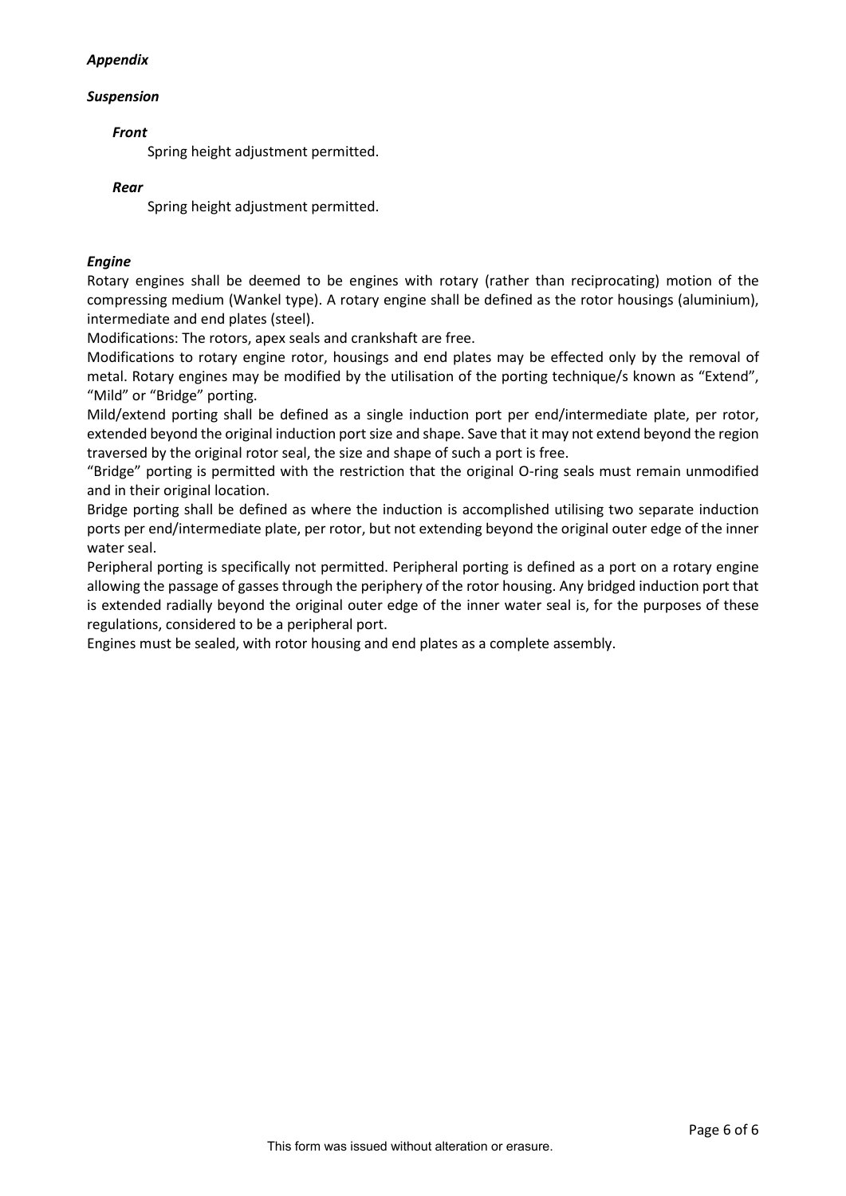*Appendix*

*Suspension*

*Front*

Spring height adjustment permitted.

*Rear*

Spring height adjustment permitted.

*Engine*

Rotary engines shall be deemed to be engines with rotary (rather than reciprocating) motion of the compressing medium (Wankel type). A rotary engine shall be defined as the rotor housings (aluminium), intermediate and end plates (steel).

Modifications: The rotors, apex seals and crankshaft are free.

Modifications to rotary engine rotor, housings and end plates may be effected only by the removal of metal. Rotary engines may be modified by the utilisation of the porting technique/s known as "Extend", "Mild" or "Bridge" porting.

Mild/extend porting shall be defined as a single induction port per end/intermediate plate, per rotor, extended beyond the original induction port size and shape. Save that it may not extend beyond the region traversed by the original rotor seal, the size and shape of such a port is free.

"Bridge" porting is permitted with the restriction that the original O-ring seals must remain unmodified and in their original location.

Bridge porting shall be defined as where the induction is accomplished utilising two separate induction ports per end/intermediate plate, per rotor, but not extending beyond the original outer edge of the inner water seal.

Peripheral porting is specifically not permitted. Peripheral porting is defined as a port on a rotary engine allowing the passage of gasses through the periphery of the rotor housing. Any bridged induction port that is extended radially beyond the original outer edge of the inner water seal is, for the purposes of these regulations, considered to be a peripheral port.

Engines must be sealed, with rotor housing and end plates as a complete assembly.

This form was issued without alteration or erasure.